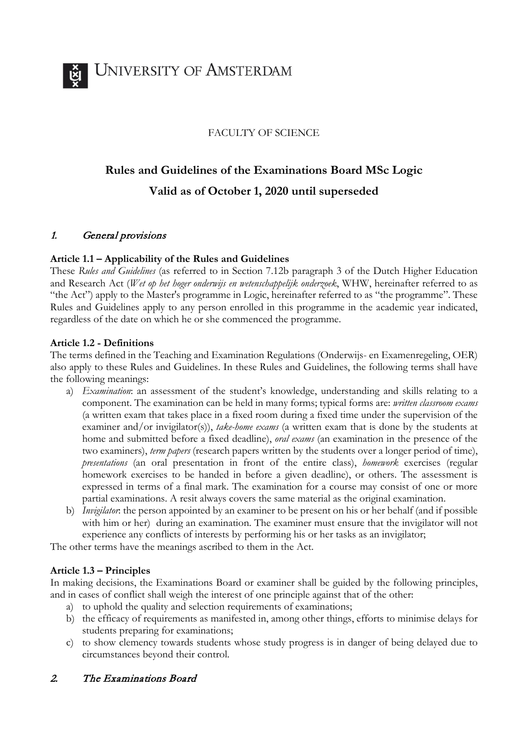UNIVERSITY OF AMSTERDAM

FACULTY OF SCIENCE

# Rules and Guidelines of the Examinations Board MSc Logic

# Valid as of October 1, 2020 until superseded

## 1. *General provisions*

### Article 1.1 – Applicability of the Rules and Guidelines

These *Rules and Guidelines* (as referred to in Section 7.12b paragraph 3 of the Dutch Higher Education and Research Act (*Wet op het hoger onderwijs en wetenschappelijk onderzoek*, WHW, hereinafter referred to as "the Act") apply to the Master's programme in Logic, hereinafter referred to as "the programme". These Rules and Guidelines apply to any person enrolled in this programme in the academic year indicated, regardless of the date on which he or she commenced the programme.

### Article 1.2 - Definitions

The terms defined in the Teaching and Examination Regulations (Onderwijs- en Examenregeling, OER) also apply to these Rules and Guidelines. In these Rules and Guidelines, the following terms shall have the following meanings:

a) *Examination*: an assessment of the student's knowledge, understanding and skills relating to a component. The examination can be held in many forms; typical forms are: *written classroom exams* (a written exam that takes place in a fixed room during a fixed time under the supervision of the examiner and/or invigilator(s)), *take-home exams* (a written exam that is done by the students at home and submitted before a fixed deadline), *oral exams* (an examination in the presence of the two examiners), *term papers* (research papers written by the students over a longer period of time), *presentations* (an oral presentation in front of the entire class), *homework* exercises (regular homework exercises to be handed in before a given deadline), or others. The assessment is expressed in terms of a final mark. The examination for a course may consist of one or more partial examinations. A resit always covers the same material as the original examination.

b) *Invigilator*: the person appointed by an examiner to be present on his or her behalf (and if possible with him or her) during an examination. The examiner must ensure that the invigilator will not experience any conflicts of interests by performing his or her tasks as an invigilator;

The other terms have the meanings ascribed to them in the Act.

### Article 1.3 – Principles

In making decisions, the Examinations Board or examiner shall be guided by the following principles, and in cases of conflict shall weigh the interest of one principle against that of the other:

a) to uphold the quality and selection requirements of examinations;

b) the efficacy of requirements as manifested in, among other things, efforts to minimise delays for students preparing for examinations;

c) to show clemency towards students whose study progress is in danger of being delayed due to circumstances beyond their control.

## 2. *The Examinations Board*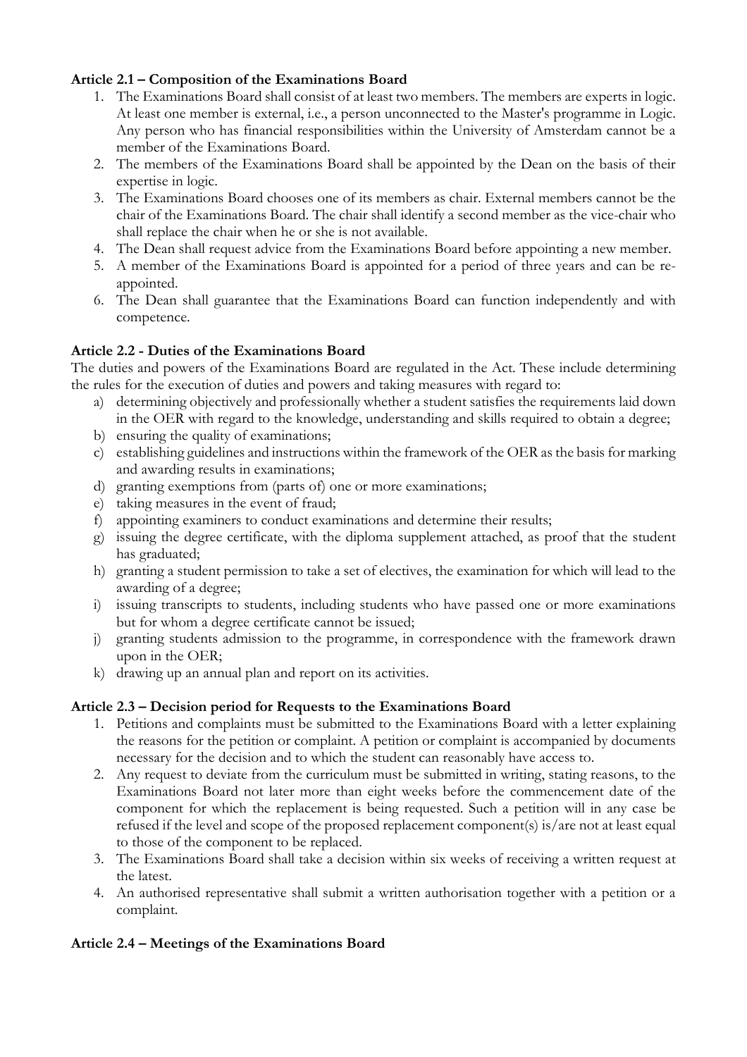**Article 2.1 – Composition of the Examinations Board**

1. The Examinations Board shall consist of at least two members. The members are experts in logic. At least one member is external, i.e., a person unconnected to the Master's programme in Logic. Any person who has financial responsibilities within the University of Amsterdam cannot be a member of the Examinations Board.
2. The members of the Examinations Board shall be appointed by the Dean on the basis of their expertise in logic.
3. The Examinations Board chooses one of its members as chair. External members cannot be the chair of the Examinations Board. The chair shall identify a second member as the vice-chair who shall replace the chair when he or she is not available.
4. The Dean shall request advice from the Examinations Board before appointing a new member.
5. A member of the Examinations Board is appointed for a period of three years and can be re-appointed.
6. The Dean shall guarantee that the Examinations Board can function independently and with competence.

**Article 2.2 - Duties of the Examinations Board**

The duties and powers of the Examinations Board are regulated in the Act. These include determining the rules for the execution of duties and powers and taking measures with regard to:

a) determining objectively and professionally whether a student satisfies the requirements laid down in the OER with regard to the knowledge, understanding and skills required to obtain a degree;
b) ensuring the quality of examinations;
c) establishing guidelines and instructions within the framework of the OER as the basis for marking and awarding results in examinations;
d) granting exemptions from (parts of) one or more examinations;
e) taking measures in the event of fraud;
f) appointing examiners to conduct examinations and determine their results;
g) issuing the degree certificate, with the diploma supplement attached, as proof that the student has graduated;
h) granting a student permission to take a set of electives, the examination for which will lead to the awarding of a degree;
i) issuing transcripts to students, including students who have passed one or more examinations but for whom a degree certificate cannot be issued;
j) granting students admission to the programme, in correspondence with the framework drawn upon in the OER;
k) drawing up an annual plan and report on its activities.

**Article 2.3 – Decision period for Requests to the Examinations Board**

1. Petitions and complaints must be submitted to the Examinations Board with a letter explaining the reasons for the petition or complaint. A petition or complaint is accompanied by documents necessary for the decision and to which the student can reasonably have access to.
2. Any request to deviate from the curriculum must be submitted in writing, stating reasons, to the Examinations Board not later more than eight weeks before the commencement date of the component for which the replacement is being requested. Such a petition will in any case be refused if the level and scope of the proposed replacement component(s) is/are not at least equal to those of the component to be replaced.
3. The Examinations Board shall take a decision within six weeks of receiving a written request at the latest.
4. An authorised representative shall submit a written authorisation together with a petition or a complaint.

**Article 2.4 – Meetings of the Examinations Board**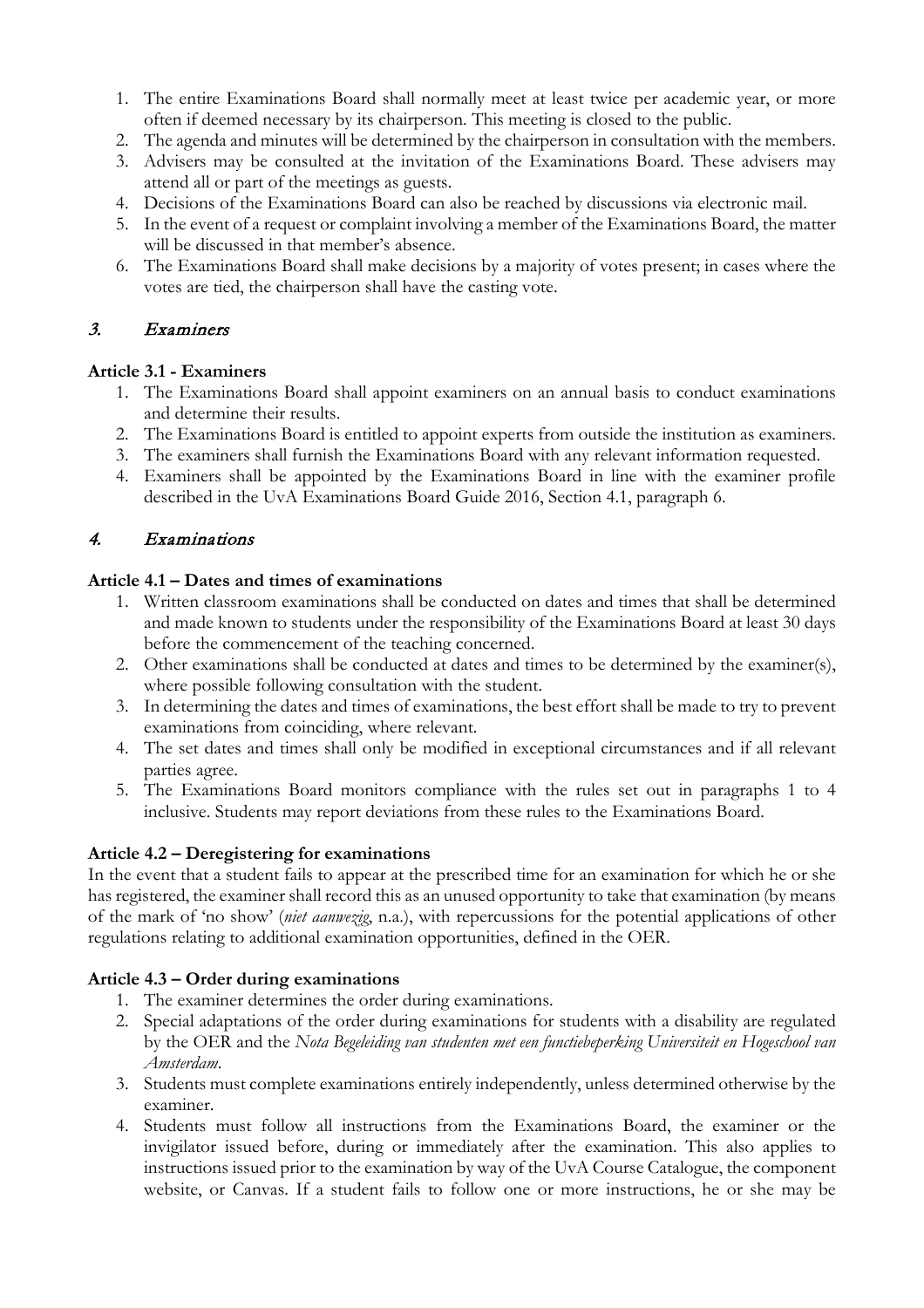1. The entire Examinations Board shall normally meet at least twice per academic year, or more often if deemed necessary by its chairperson. This meeting is closed to the public.
2. The agenda and minutes will be determined by the chairperson in consultation with the members.
3. Advisers may be consulted at the invitation of the Examinations Board. These advisers may attend all or part of the meetings as guests.
4. Decisions of the Examinations Board can also be reached by discussions via electronic mail.
5. In the event of a request or complaint involving a member of the Examinations Board, the matter will be discussed in that member's absence.
6. The Examinations Board shall make decisions by a majority of votes present; in cases where the votes are tied, the chairperson shall have the casting vote.

## 3. *Examiners*

### Article 3.1 - Examiners

1. The Examinations Board shall appoint examiners on an annual basis to conduct examinations and determine their results.
2. The Examinations Board is entitled to appoint experts from outside the institution as examiners.
3. The examiners shall furnish the Examinations Board with any relevant information requested.
4. Examiners shall be appointed by the Examinations Board in line with the examiner profile described in the UvA Examinations Board Guide 2016, Section 4.1, paragraph 6.

## 4. *Examinations*

### Article 4.1 – Dates and times of examinations

1. Written classroom examinations shall be conducted on dates and times that shall be determined and made known to students under the responsibility of the Examinations Board at least 30 days before the commencement of the teaching concerned.
2. Other examinations shall be conducted at dates and times to be determined by the examiner(s), where possible following consultation with the student.
3. In determining the dates and times of examinations, the best effort shall be made to try to prevent examinations from coinciding, where relevant.
4. The set dates and times shall only be modified in exceptional circumstances and if all relevant parties agree.
5. The Examinations Board monitors compliance with the rules set out in paragraphs 1 to 4 inclusive. Students may report deviations from these rules to the Examinations Board.

### Article 4.2 – Deregistering for examinations

In the event that a student fails to appear at the prescribed time for an examination for which he or she has registered, the examiner shall record this as an unused opportunity to take that examination (by means of the mark of 'no show' (*niet aanwezig*, n.a.), with repercussions for the potential applications of other regulations relating to additional examination opportunities, defined in the OER.

### Article 4.3 – Order during examinations

1. The examiner determines the order during examinations.
2. Special adaptations of the order during examinations for students with a disability are regulated by the OER and the *Nota Begeleiding van studenten met een functiebeperking Universiteit en Hogeschool van Amsterdam*.
3. Students must complete examinations entirely independently, unless determined otherwise by the examiner.
4. Students must follow all instructions from the Examinations Board, the examiner or the invigilator issued before, during or immediately after the examination. This also applies to instructions issued prior to the examination by way of the UvA Course Catalogue, the component website, or Canvas. If a student fails to follow one or more instructions, he or she may be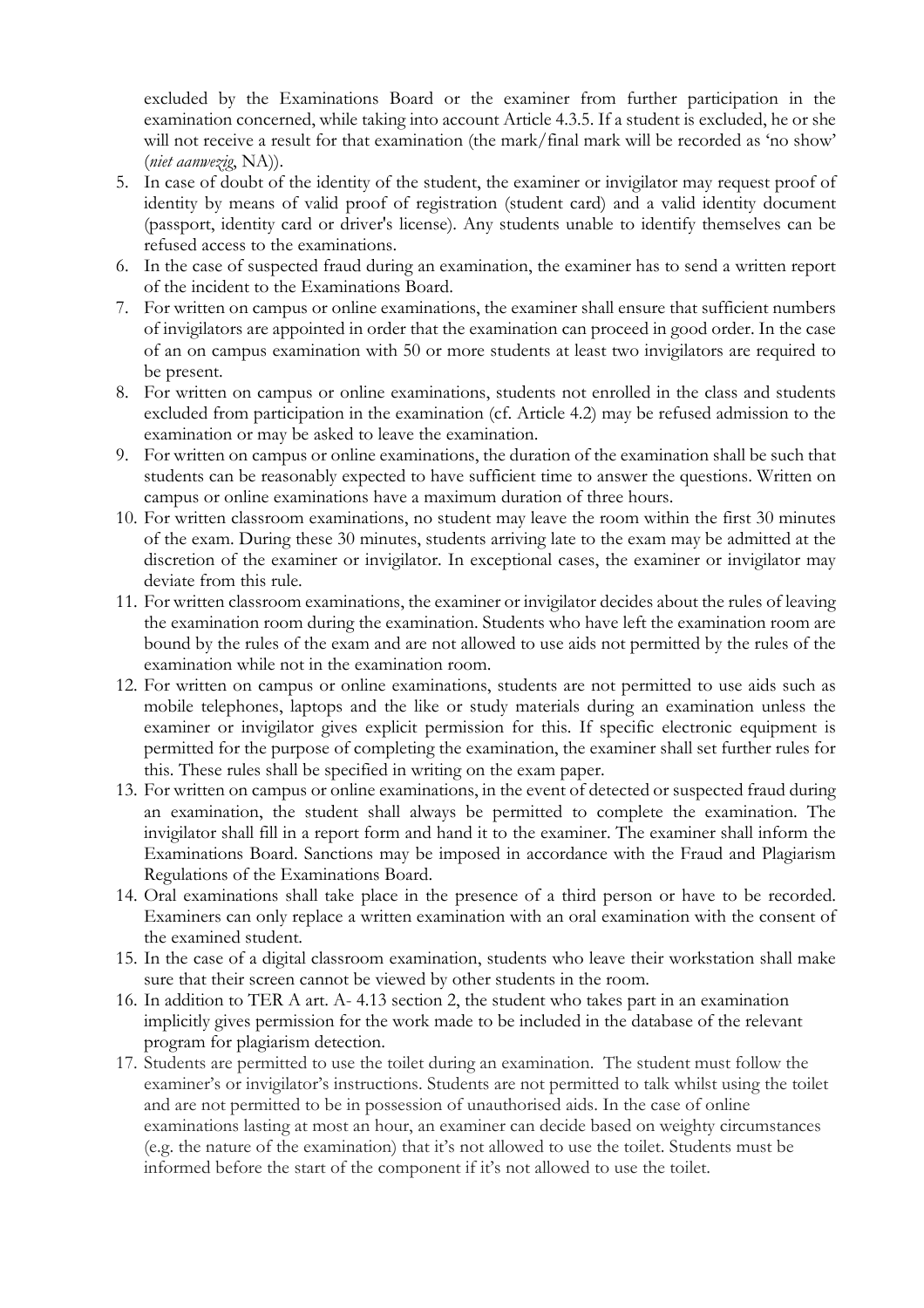excluded by the Examinations Board or the examiner from further participation in the examination concerned, while taking into account Article 4.3.5. If a student is excluded, he or she will not receive a result for that examination (the mark/final mark will be recorded as 'no show' (*niet aanwezig*, NA)).

5. In case of doubt of the identity of the student, the examiner or invigilator may request proof of identity by means of valid proof of registration (student card) and a valid identity document (passport, identity card or driver's license). Any students unable to identify themselves can be refused access to the examinations.
6. In the case of suspected fraud during an examination, the examiner has to send a written report of the incident to the Examinations Board.
7. For written on campus or online examinations, the examiner shall ensure that sufficient numbers of invigilators are appointed in order that the examination can proceed in good order. In the case of an on campus examination with 50 or more students at least two invigilators are required to be present.
8. For written on campus or online examinations, students not enrolled in the class and students excluded from participation in the examination (cf. Article 4.2) may be refused admission to the examination or may be asked to leave the examination.
9. For written on campus or online examinations, the duration of the examination shall be such that students can be reasonably expected to have sufficient time to answer the questions. Written on campus or online examinations have a maximum duration of three hours.
10. For written classroom examinations, no student may leave the room within the first 30 minutes of the exam. During these 30 minutes, students arriving late to the exam may be admitted at the discretion of the examiner or invigilator. In exceptional cases, the examiner or invigilator may deviate from this rule.
11. For written classroom examinations, the examiner or invigilator decides about the rules of leaving the examination room during the examination. Students who have left the examination room are bound by the rules of the exam and are not allowed to use aids not permitted by the rules of the examination while not in the examination room.
12. For written on campus or online examinations, students are not permitted to use aids such as mobile telephones, laptops and the like or study materials during an examination unless the examiner or invigilator gives explicit permission for this. If specific electronic equipment is permitted for the purpose of completing the examination, the examiner shall set further rules for this. These rules shall be specified in writing on the exam paper.
13. For written on campus or online examinations, in the event of detected or suspected fraud during an examination, the student shall always be permitted to complete the examination. The invigilator shall fill in a report form and hand it to the examiner. The examiner shall inform the Examinations Board. Sanctions may be imposed in accordance with the Fraud and Plagiarism Regulations of the Examinations Board.
14. Oral examinations shall take place in the presence of a third person or have to be recorded. Examiners can only replace a written examination with an oral examination with the consent of the examined student.
15. In the case of a digital classroom examination, students who leave their workstation shall make sure that their screen cannot be viewed by other students in the room.
16. In addition to TER A art. A- 4.13 section 2, the student who takes part in an examination implicitly gives permission for the work made to be included in the database of the relevant program for plagiarism detection.
17. Students are permitted to use the toilet during an examination. The student must follow the examiner's or invigilator's instructions. Students are not permitted to talk whilst using the toilet and are not permitted to be in possession of unauthorised aids. In the case of online examinations lasting at most an hour, an examiner can decide based on weighty circumstances (e.g. the nature of the examination) that it's not allowed to use the toilet. Students must be informed before the start of the component if it's not allowed to use the toilet.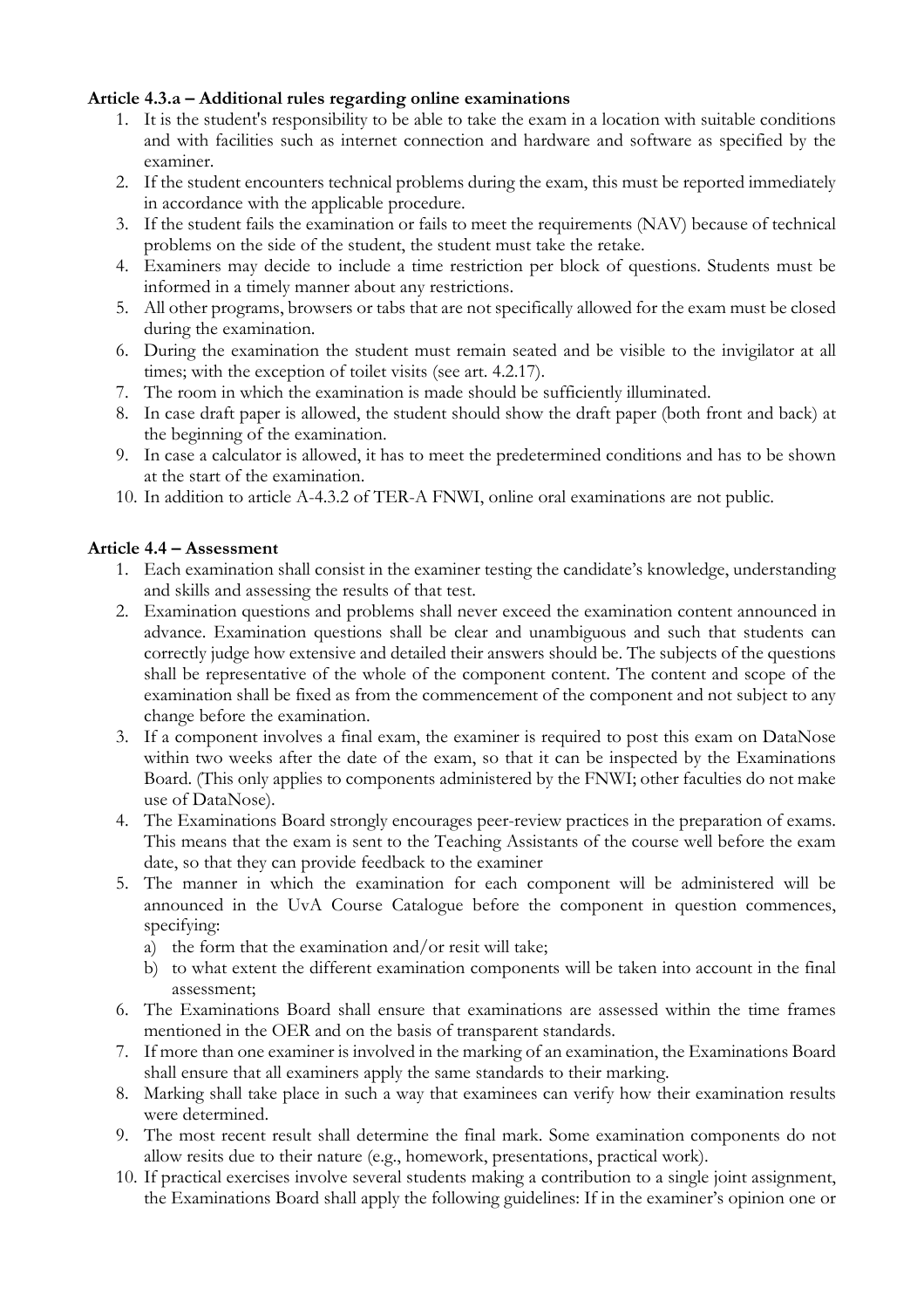**Article 4.3.a – Additional rules regarding online examinations**

1. It is the student's responsibility to be able to take the exam in a location with suitable conditions and with facilities such as internet connection and hardware and software as specified by the examiner.
2. If the student encounters technical problems during the exam, this must be reported immediately in accordance with the applicable procedure.
3. If the student fails the examination or fails to meet the requirements (NAV) because of technical problems on the side of the student, the student must take the retake.
4. Examiners may decide to include a time restriction per block of questions. Students must be informed in a timely manner about any restrictions.
5. All other programs, browsers or tabs that are not specifically allowed for the exam must be closed during the examination.
6. During the examination the student must remain seated and be visible to the invigilator at all times; with the exception of toilet visits (see art. 4.2.17).
7. The room in which the examination is made should be sufficiently illuminated.
8. In case draft paper is allowed, the student should show the draft paper (both front and back) at the beginning of the examination.
9. In case a calculator is allowed, it has to meet the predetermined conditions and has to be shown at the start of the examination.
10. In addition to article A-4.3.2 of TER-A FNWI, online oral examinations are not public.

**Article 4.4 – Assessment**

1. Each examination shall consist in the examiner testing the candidate's knowledge, understanding and skills and assessing the results of that test.
2. Examination questions and problems shall never exceed the examination content announced in advance. Examination questions shall be clear and unambiguous and such that students can correctly judge how extensive and detailed their answers should be. The subjects of the questions shall be representative of the whole of the component content. The content and scope of the examination shall be fixed as from the commencement of the component and not subject to any change before the examination.
3. If a component involves a final exam, the examiner is required to post this exam on DataNose within two weeks after the date of the exam, so that it can be inspected by the Examinations Board. (This only applies to components administered by the FNWI; other faculties do not make use of DataNose).
4. The Examinations Board strongly encourages peer-review practices in the preparation of exams. This means that the exam is sent to the Teaching Assistants of the course well before the exam date, so that they can provide feedback to the examiner
5. The manner in which the examination for each component will be administered will be announced in the UvA Course Catalogue before the component in question commences, specifying:
   a) the form that the examination and/or resit will take;
   b) to what extent the different examination components will be taken into account in the final assessment;
6. The Examinations Board shall ensure that examinations are assessed within the time frames mentioned in the OER and on the basis of transparent standards.
7. If more than one examiner is involved in the marking of an examination, the Examinations Board shall ensure that all examiners apply the same standards to their marking.
8. Marking shall take place in such a way that examinees can verify how their examination results were determined.
9. The most recent result shall determine the final mark. Some examination components do not allow resits due to their nature (e.g., homework, presentations, practical work).
10. If practical exercises involve several students making a contribution to a single joint assignment, the Examinations Board shall apply the following guidelines: If in the examiner's opinion one or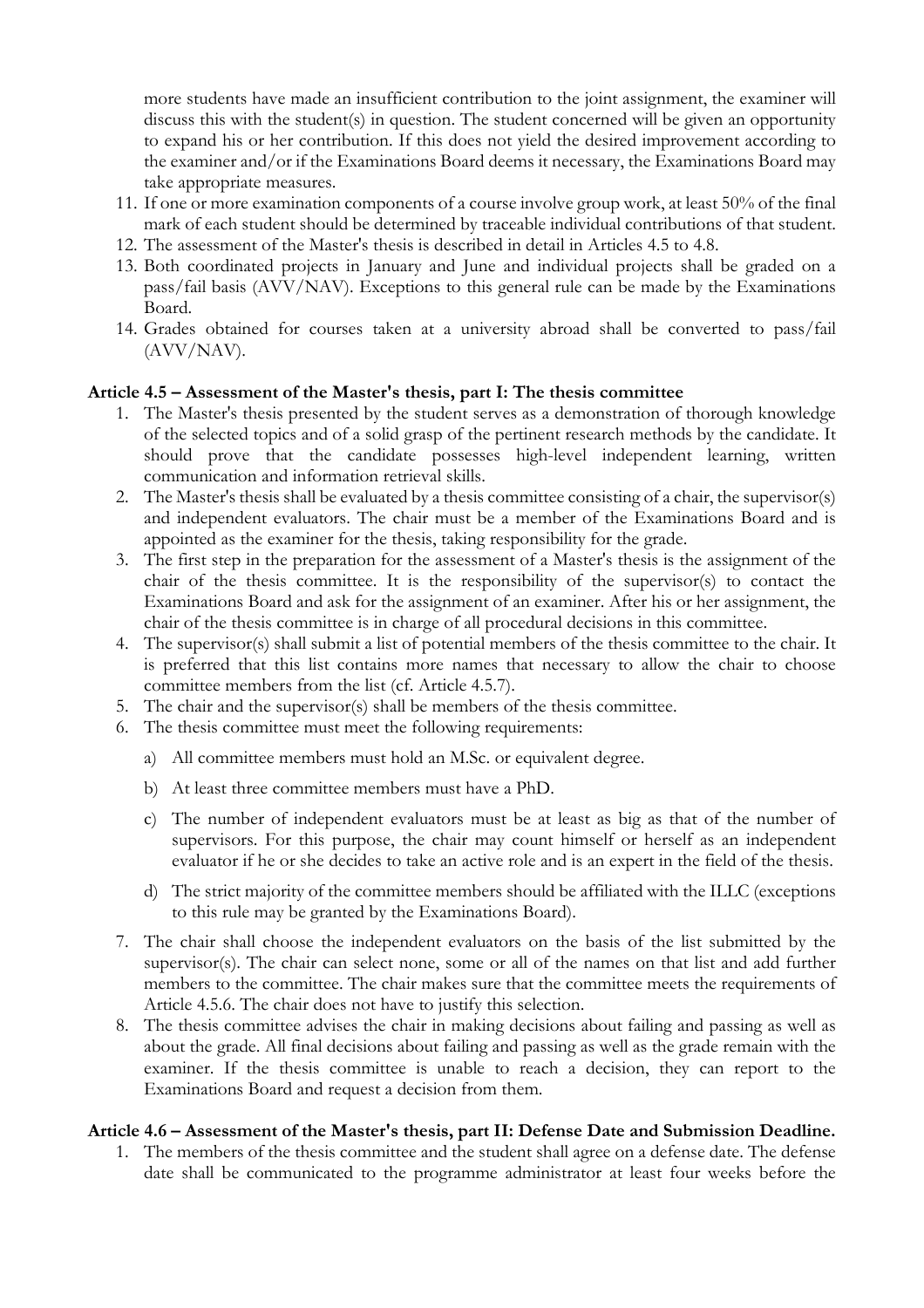more students have made an insufficient contribution to the joint assignment, the examiner will discuss this with the student(s) in question. The student concerned will be given an opportunity to expand his or her contribution. If this does not yield the desired improvement according to the examiner and/or if the Examinations Board deems it necessary, the Examinations Board may take appropriate measures.

11. If one or more examination components of a course involve group work, at least 50% of the final mark of each student should be determined by traceable individual contributions of that student.
12. The assessment of the Master's thesis is described in detail in Articles 4.5 to 4.8.
13. Both coordinated projects in January and June and individual projects shall be graded on a pass/fail basis (AVV/NAV). Exceptions to this general rule can be made by the Examinations Board.
14. Grades obtained for courses taken at a university abroad shall be converted to pass/fail (AVV/NAV).

**Article 4.5 – Assessment of the Master's thesis, part I: The thesis committee**

1. The Master's thesis presented by the student serves as a demonstration of thorough knowledge of the selected topics and of a solid grasp of the pertinent research methods by the candidate. It should prove that the candidate possesses high-level independent learning, written communication and information retrieval skills.
2. The Master's thesis shall be evaluated by a thesis committee consisting of a chair, the supervisor(s) and independent evaluators. The chair must be a member of the Examinations Board and is appointed as the examiner for the thesis, taking responsibility for the grade.
3. The first step in the preparation for the assessment of a Master's thesis is the assignment of the chair of the thesis committee. It is the responsibility of the supervisor(s) to contact the Examinations Board and ask for the assignment of an examiner. After his or her assignment, the chair of the thesis committee is in charge of all procedural decisions in this committee.
4. The supervisor(s) shall submit a list of potential members of the thesis committee to the chair. It is preferred that this list contains more names that necessary to allow the chair to choose committee members from the list (cf. Article 4.5.7).
5. The chair and the supervisor(s) shall be members of the thesis committee.
6. The thesis committee must meet the following requirements:
   a) All committee members must hold an M.Sc. or equivalent degree.
   b) At least three committee members must have a PhD.
   c) The number of independent evaluators must be at least as big as that of the number of supervisors. For this purpose, the chair may count himself or herself as an independent evaluator if he or she decides to take an active role and is an expert in the field of the thesis.
   d) The strict majority of the committee members should be affiliated with the ILLC (exceptions to this rule may be granted by the Examinations Board).
7. The chair shall choose the independent evaluators on the basis of the list submitted by the supervisor(s). The chair can select none, some or all of the names on that list and add further members to the committee. The chair makes sure that the committee meets the requirements of Article 4.5.6. The chair does not have to justify this selection.
8. The thesis committee advises the chair in making decisions about failing and passing as well as about the grade. All final decisions about failing and passing as well as the grade remain with the examiner. If the thesis committee is unable to reach a decision, they can report to the Examinations Board and request a decision from them.

**Article 4.6 – Assessment of the Master's thesis, part II: Defense Date and Submission Deadline.**

1. The members of the thesis committee and the student shall agree on a defense date. The defense date shall be communicated to the programme administrator at least four weeks before the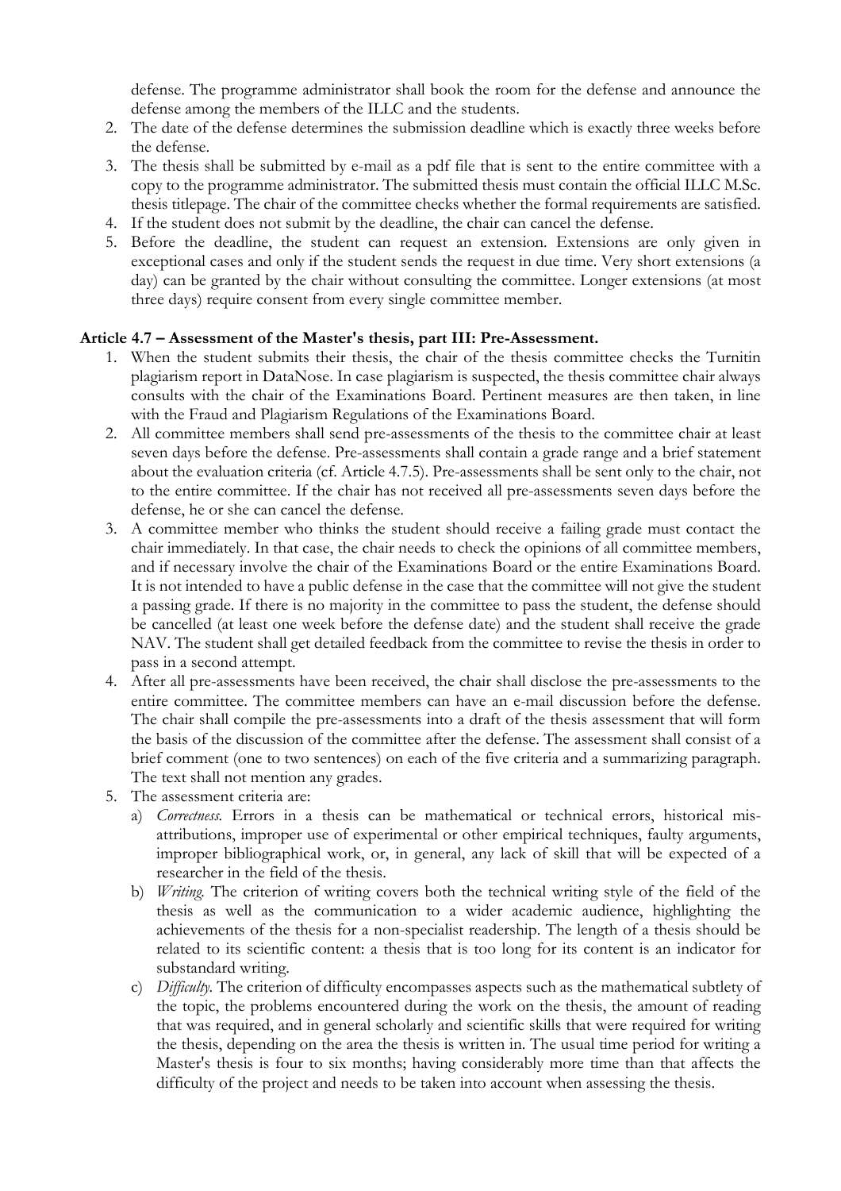defense. The programme administrator shall book the room for the defense and announce the defense among the members of the ILLC and the students.

2. The date of the defense determines the submission deadline which is exactly three weeks before the defense.
3. The thesis shall be submitted by e-mail as a pdf file that is sent to the entire committee with a copy to the programme administrator. The submitted thesis must contain the official ILLC M.Sc. thesis titlepage. The chair of the committee checks whether the formal requirements are satisfied.
4. If the student does not submit by the deadline, the chair can cancel the defense.
5. Before the deadline, the student can request an extension. Extensions are only given in exceptional cases and only if the student sends the request in due time. Very short extensions (a day) can be granted by the chair without consulting the committee. Longer extensions (at most three days) require consent from every single committee member.

**Article 4.7 – Assessment of the Master's thesis, part III: Pre-Assessment.**

1. When the student submits their thesis, the chair of the thesis committee checks the Turnitin plagiarism report in DataNose. In case plagiarism is suspected, the thesis committee chair always consults with the chair of the Examinations Board. Pertinent measures are then taken, in line with the Fraud and Plagiarism Regulations of the Examinations Board.
2. All committee members shall send pre-assessments of the thesis to the committee chair at least seven days before the defense. Pre-assessments shall contain a grade range and a brief statement about the evaluation criteria (cf. Article 4.7.5). Pre-assessments shall be sent only to the chair, not to the entire committee. If the chair has not received all pre-assessments seven days before the defense, he or she can cancel the defense.
3. A committee member who thinks the student should receive a failing grade must contact the chair immediately. In that case, the chair needs to check the opinions of all committee members, and if necessary involve the chair of the Examinations Board or the entire Examinations Board. It is not intended to have a public defense in the case that the committee will not give the student a passing grade. If there is no majority in the committee to pass the student, the defense should be cancelled (at least one week before the defense date) and the student shall receive the grade NAV. The student shall get detailed feedback from the committee to revise the thesis in order to pass in a second attempt.
4. After all pre-assessments have been received, the chair shall disclose the pre-assessments to the entire committee. The committee members can have an e-mail discussion before the defense. The chair shall compile the pre-assessments into a draft of the thesis assessment that will form the basis of the discussion of the committee after the defense. The assessment shall consist of a brief comment (one to two sentences) on each of the five criteria and a summarizing paragraph. The text shall not mention any grades.
5. The assessment criteria are:
   a) *Correctness.* Errors in a thesis can be mathematical or technical errors, historical mis-attributions, improper use of experimental or other empirical techniques, faulty arguments, improper bibliographical work, or, in general, any lack of skill that will be expected of a researcher in the field of the thesis.
   b) *Writing.* The criterion of writing covers both the technical writing style of the field of the thesis as well as the communication to a wider academic audience, highlighting the achievements of the thesis for a non-specialist readership. The length of a thesis should be related to its scientific content: a thesis that is too long for its content is an indicator for substandard writing.
   c) *Difficulty.* The criterion of difficulty encompasses aspects such as the mathematical subtlety of the topic, the problems encountered during the work on the thesis, the amount of reading that was required, and in general scholarly and scientific skills that were required for writing the thesis, depending on the area the thesis is written in. The usual time period for writing a Master's thesis is four to six months; having considerably more time than that affects the difficulty of the project and needs to be taken into account when assessing the thesis.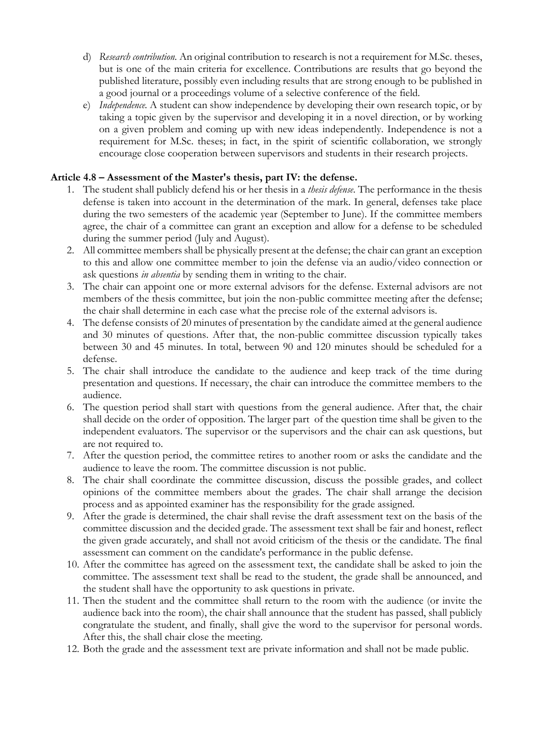d) *Research contribution*. An original contribution to research is not a requirement for M.Sc. theses, but is one of the main criteria for excellence. Contributions are results that go beyond the published literature, possibly even including results that are strong enough to be published in a good journal or a proceedings volume of a selective conference of the field.

e) *Independence*. A student can show independence by developing their own research topic, or by taking a topic given by the supervisor and developing it in a novel direction, or by working on a given problem and coming up with new ideas independently. Independence is not a requirement for M.Sc. theses; in fact, in the spirit of scientific collaboration, we strongly encourage close cooperation between supervisors and students in their research projects.

**Article 4.8 – Assessment of the Master's thesis, part IV: the defense.**

1. The student shall publicly defend his or her thesis in a *thesis defense*. The performance in the thesis defense is taken into account in the determination of the mark. In general, defenses take place during the two semesters of the academic year (September to June). If the committee members agree, the chair of a committee can grant an exception and allow for a defense to be scheduled during the summer period (July and August).
2. All committee members shall be physically present at the defense; the chair can grant an exception to this and allow one committee member to join the defense via an audio/video connection or ask questions *in absentia* by sending them in writing to the chair.
3. The chair can appoint one or more external advisors for the defense. External advisors are not members of the thesis committee, but join the non-public committee meeting after the defense; the chair shall determine in each case what the precise role of the external advisors is.
4. The defense consists of 20 minutes of presentation by the candidate aimed at the general audience and 30 minutes of questions. After that, the non-public committee discussion typically takes between 30 and 45 minutes. In total, between 90 and 120 minutes should be scheduled for a defense.
5. The chair shall introduce the candidate to the audience and keep track of the time during presentation and questions. If necessary, the chair can introduce the committee members to the audience.
6. The question period shall start with questions from the general audience. After that, the chair shall decide on the order of opposition. The larger part of the question time shall be given to the independent evaluators. The supervisor or the supervisors and the chair can ask questions, but are not required to.
7. After the question period, the committee retires to another room or asks the candidate and the audience to leave the room. The committee discussion is not public.
8. The chair shall coordinate the committee discussion, discuss the possible grades, and collect opinions of the committee members about the grades. The chair shall arrange the decision process and as appointed examiner has the responsibility for the grade assigned.
9. After the grade is determined, the chair shall revise the draft assessment text on the basis of the committee discussion and the decided grade. The assessment text shall be fair and honest, reflect the given grade accurately, and shall not avoid criticism of the thesis or the candidate. The final assessment can comment on the candidate's performance in the public defense.
10. After the committee has agreed on the assessment text, the candidate shall be asked to join the committee. The assessment text shall be read to the student, the grade shall be announced, and the student shall have the opportunity to ask questions in private.
11. Then the student and the committee shall return to the room with the audience (or invite the audience back into the room), the chair shall announce that the student has passed, shall publicly congratulate the student, and finally, shall give the word to the supervisor for personal words. After this, the shall chair close the meeting.
12. Both the grade and the assessment text are private information and shall not be made public.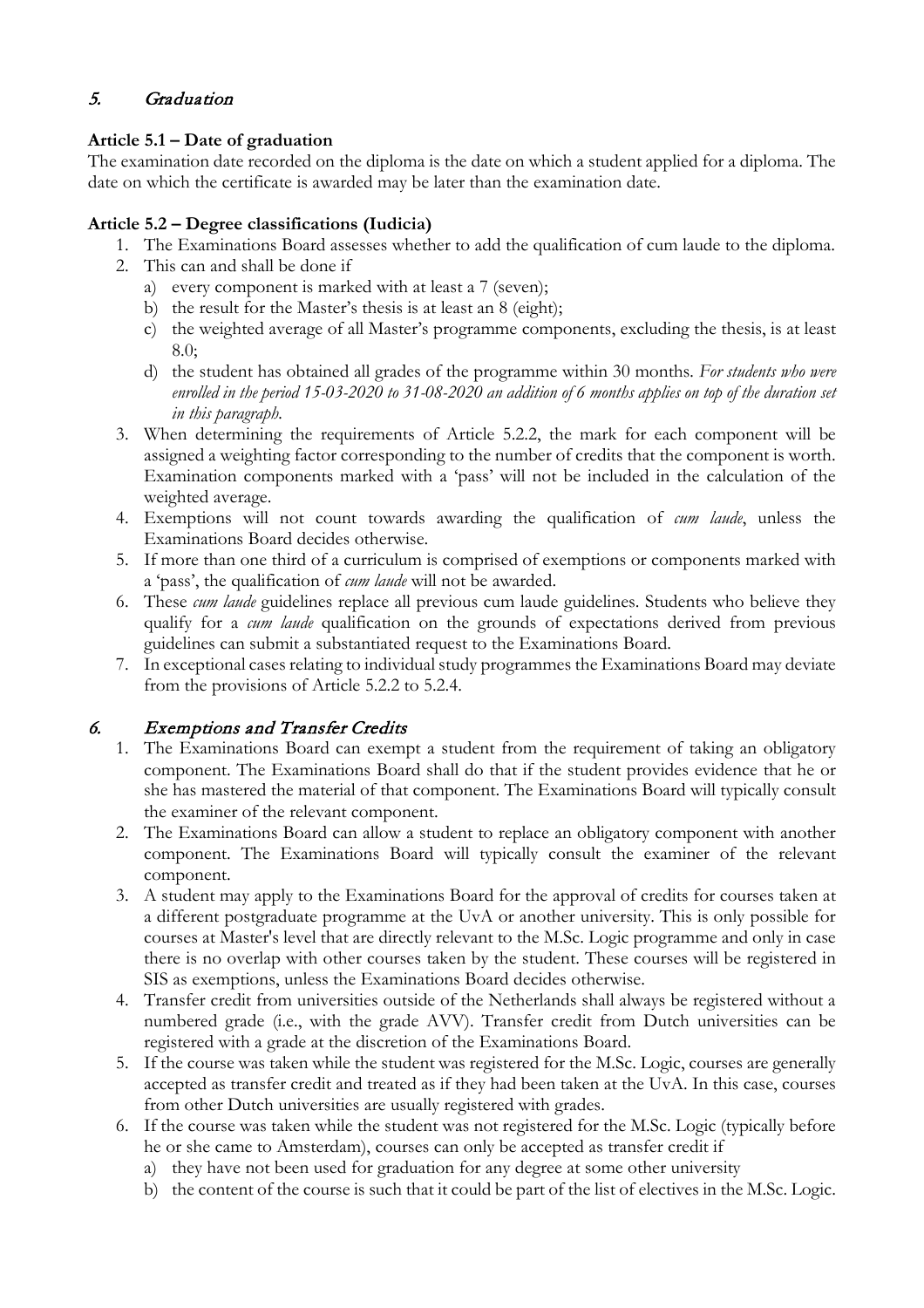## 5. *Graduation*

### Article 5.1 – Date of graduation

The examination date recorded on the diploma is the date on which a student applied for a diploma. The date on which the certificate is awarded may be later than the examination date.

### Article 5.2 – Degree classifications (Iudicia)

1. The Examinations Board assesses whether to add the qualification of cum laude to the diploma.
2. This can and shall be done if
   a) every component is marked with at least a 7 (seven);
   b) the result for the Master's thesis is at least an 8 (eight);
   c) the weighted average of all Master's programme components, excluding the thesis, is at least 8.0;
   d) the student has obtained all grades of the programme within 30 months. *For students who were enrolled in the period 15-03-2020 to 31-08-2020 an addition of 6 months applies on top of the duration set in this paragraph.*
3. When determining the requirements of Article 5.2.2, the mark for each component will be assigned a weighting factor corresponding to the number of credits that the component is worth. Examination components marked with a 'pass' will not be included in the calculation of the weighted average.
4. Exemptions will not count towards awarding the qualification of *cum laude*, unless the Examinations Board decides otherwise.
5. If more than one third of a curriculum is comprised of exemptions or components marked with a 'pass', the qualification of *cum laude* will not be awarded.
6. These *cum laude* guidelines replace all previous cum laude guidelines. Students who believe they qualify for a *cum laude* qualification on the grounds of expectations derived from previous guidelines can submit a substantiated request to the Examinations Board.
7. In exceptional cases relating to individual study programmes the Examinations Board may deviate from the provisions of Article 5.2.2 to 5.2.4.

## 6. *Exemptions and Transfer Credits*

1. The Examinations Board can exempt a student from the requirement of taking an obligatory component. The Examinations Board shall do that if the student provides evidence that he or she has mastered the material of that component. The Examinations Board will typically consult the examiner of the relevant component.
2. The Examinations Board can allow a student to replace an obligatory component with another component. The Examinations Board will typically consult the examiner of the relevant component.
3. A student may apply to the Examinations Board for the approval of credits for courses taken at a different postgraduate programme at the UvA or another university. This is only possible for courses at Master's level that are directly relevant to the M.Sc. Logic programme and only in case there is no overlap with other courses taken by the student. These courses will be registered in SIS as exemptions, unless the Examinations Board decides otherwise.
4. Transfer credit from universities outside of the Netherlands shall always be registered without a numbered grade (i.e., with the grade AVV). Transfer credit from Dutch universities can be registered with a grade at the discretion of the Examinations Board.
5. If the course was taken while the student was registered for the M.Sc. Logic, courses are generally accepted as transfer credit and treated as if they had been taken at the UvA. In this case, courses from other Dutch universities are usually registered with grades.
6. If the course was taken while the student was not registered for the M.Sc. Logic (typically before he or she came to Amsterdam), courses can only be accepted as transfer credit if
   a) they have not been used for graduation for any degree at some other university
   b) the content of the course is such that it could be part of the list of electives in the M.Sc. Logic.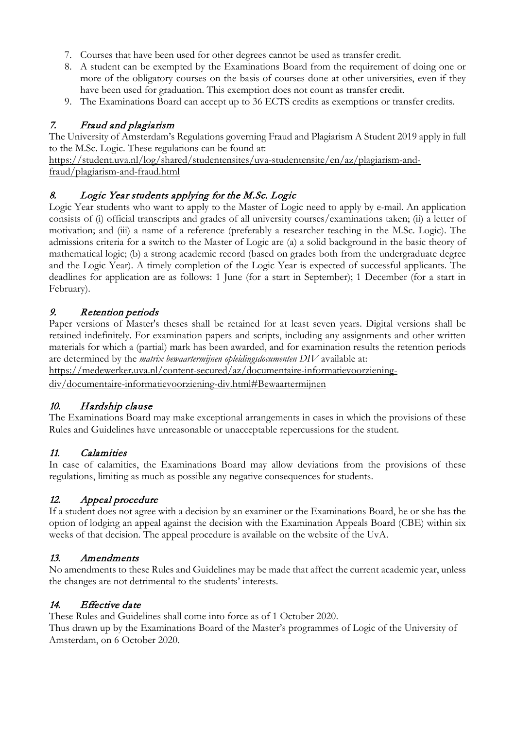7. Courses that have been used for other degrees cannot be used as transfer credit.
8. A student can be exempted by the Examinations Board from the requirement of doing one or more of the obligatory courses on the basis of courses done at other universities, even if they have been used for graduation. This exemption does not count as transfer credit.
9. The Examinations Board can accept up to 36 ECTS credits as exemptions or transfer credits.

## 7. *Fraud and plagiarism*

The University of Amsterdam's Regulations governing Fraud and Plagiarism A Student 2019 apply in full to the M.Sc. Logic. These regulations can be found at:
https://student.uva.nl/log/shared/studentensites/uva-studentensite/en/az/plagiarism-and-fraud/plagiarism-and-fraud.html

## 8. *Logic Year students applying for the M.Sc. Logic*

Logic Year students who want to apply to the Master of Logic need to apply by e-mail. An application consists of (i) official transcripts and grades of all university courses/examinations taken; (ii) a letter of motivation; and (iii) a name of a reference (preferably a researcher teaching in the M.Sc. Logic). The admissions criteria for a switch to the Master of Logic are (a) a solid background in the basic theory of mathematical logic; (b) a strong academic record (based on grades both from the undergraduate degree and the Logic Year). A timely completion of the Logic Year is expected of successful applicants. The deadlines for application are as follows: 1 June (for a start in September); 1 December (for a start in February).

## 9. *Retention periods*

Paper versions of Master's theses shall be retained for at least seven years. Digital versions shall be retained indefinitely. For examination papers and scripts, including any assignments and other written materials for which a (partial) mark has been awarded, and for examination results the retention periods are determined by the *matrix bewaartermijnen opleidingsdocumenten DIV* available at:
https://medewerker.uva.nl/content-secured/az/documentaire-informatievoorziening-div/documentaire-informatievoorziening-div.html#Bewaartermijnen

## 10. *Hardship clause*

The Examinations Board may make exceptional arrangements in cases in which the provisions of these Rules and Guidelines have unreasonable or unacceptable repercussions for the student.

## 11. *Calamities*

In case of calamities, the Examinations Board may allow deviations from the provisions of these regulations, limiting as much as possible any negative consequences for students.

## 12. *Appeal procedure*

If a student does not agree with a decision by an examiner or the Examinations Board, he or she has the option of lodging an appeal against the decision with the Examination Appeals Board (CBE) within six weeks of that decision. The appeal procedure is available on the website of the UvA.

## 13. *Amendments*

No amendments to these Rules and Guidelines may be made that affect the current academic year, unless the changes are not detrimental to the students' interests.

## 14. *Effective date*

These Rules and Guidelines shall come into force as of 1 October 2020.
Thus drawn up by the Examinations Board of the Master's programmes of Logic of the University of Amsterdam, on 6 October 2020.